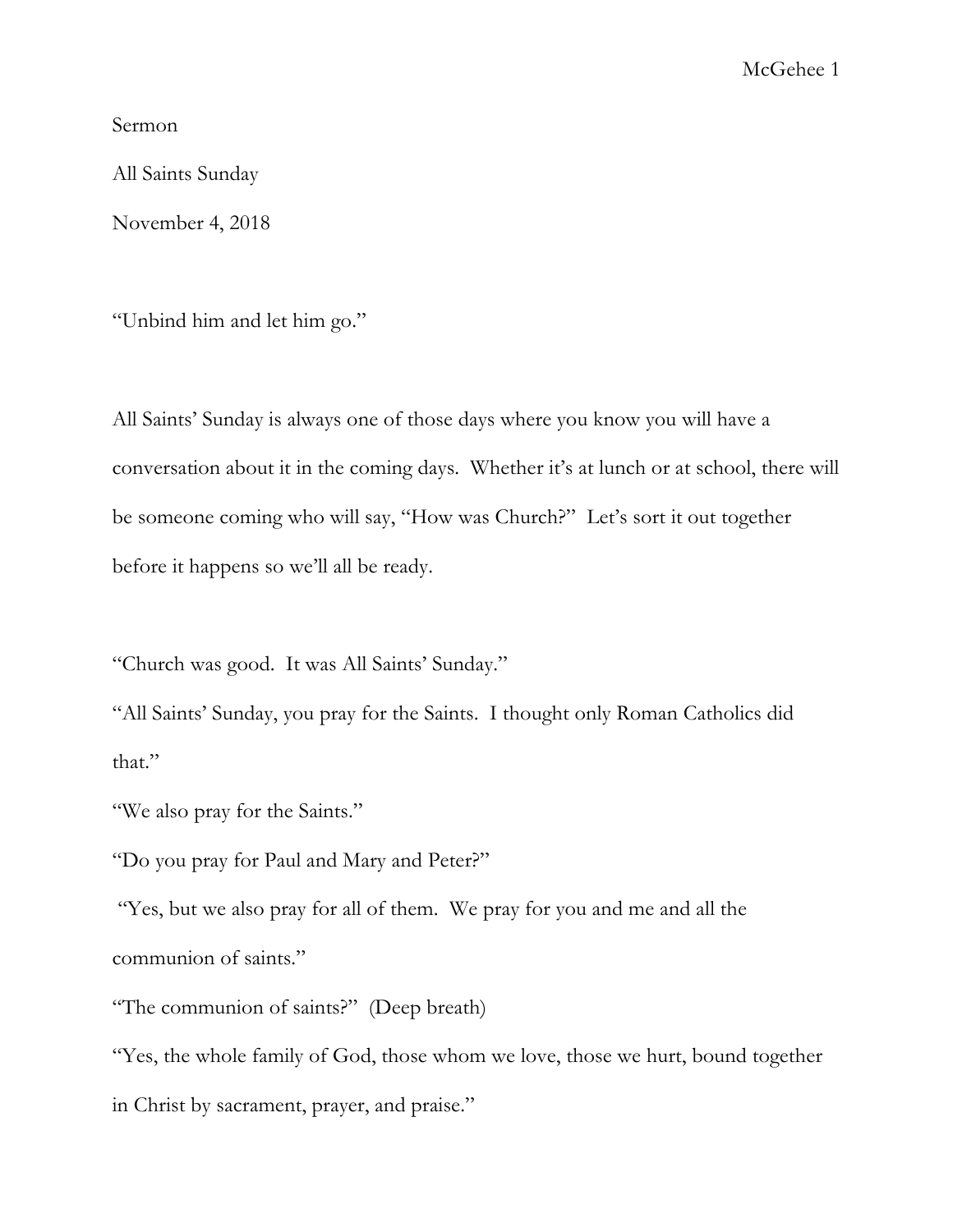Sermon

All Saints Sunday

November 4, 2018

"Unbind him and let him go."

All Saints' Sunday is always one of those days where you know you will have a conversation about it in the coming days. Whether it's at lunch or at school, there will be someone coming who will say, "How was Church?" Let's sort it out together before it happens so we'll all be ready.

"Church was good. It was All Saints' Sunday."

"All Saints' Sunday, you pray for the Saints. I thought only Roman Catholics did that."

"We also pray for the Saints."

"Do you pray for Paul and Mary and Peter?"

"Yes, but we also pray for all of them. We pray for you and me and all the communion of saints."

"The communion of saints?" (Deep breath)

"Yes, the whole family of God, those whom we love, those we hurt, bound together in Christ by sacrament, prayer, and praise."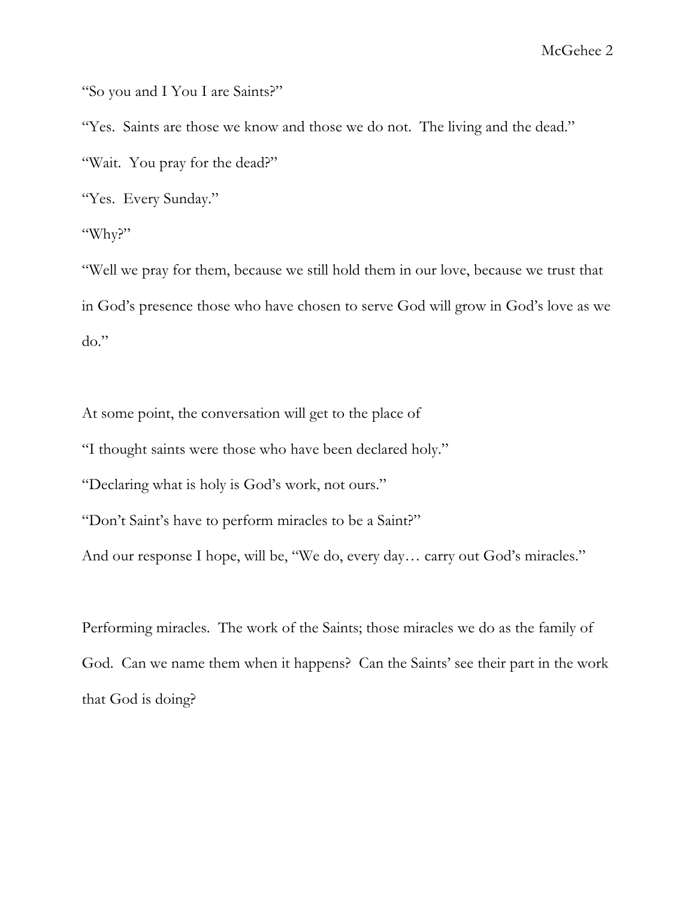"So you and I You I are Saints?"

"Yes. Saints are those we know and those we do not. The living and the dead."

"Wait. You pray for the dead?"

"Yes. Every Sunday."

"Why?"

"Well we pray for them, because we still hold them in our love, because we trust that in God's presence those who have chosen to serve God will grow in God's love as we do."

At some point, the conversation will get to the place of

"I thought saints were those who have been declared holy."

"Declaring what is holy is God's work, not ours."

"Don't Saint's have to perform miracles to be a Saint?"

And our response I hope, will be, "We do, every day… carry out God's miracles."

Performing miracles. The work of the Saints; those miracles we do as the family of God. Can we name them when it happens? Can the Saints' see their part in the work that God is doing?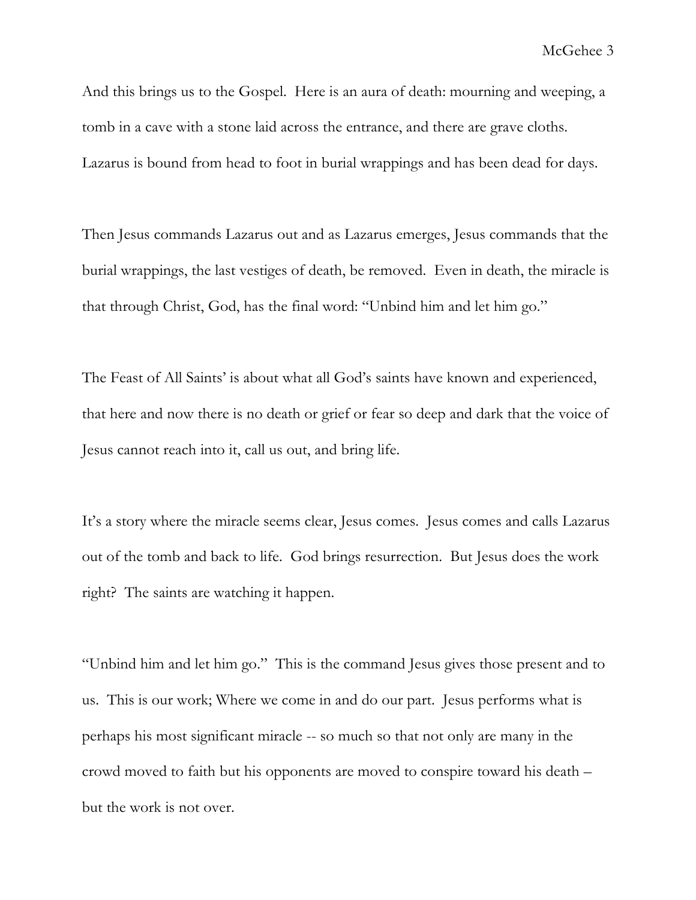And this brings us to the Gospel. Here is an aura of death: mourning and weeping, a tomb in a cave with a stone laid across the entrance, and there are grave cloths. Lazarus is bound from head to foot in burial wrappings and has been dead for days.

Then Jesus commands Lazarus out and as Lazarus emerges, Jesus commands that the burial wrappings, the last vestiges of death, be removed. Even in death, the miracle is that through Christ, God, has the final word: "Unbind him and let him go."

The Feast of All Saints' is about what all God's saints have known and experienced, that here and now there is no death or grief or fear so deep and dark that the voice of Jesus cannot reach into it, call us out, and bring life.

It's a story where the miracle seems clear, Jesus comes. Jesus comes and calls Lazarus out of the tomb and back to life. God brings resurrection. But Jesus does the work right? The saints are watching it happen.

"Unbind him and let him go." This is the command Jesus gives those present and to us. This is our work; Where we come in and do our part. Jesus performs what is perhaps his most significant miracle -- so much so that not only are many in the crowd moved to faith but his opponents are moved to conspire toward his death – but the work is not over.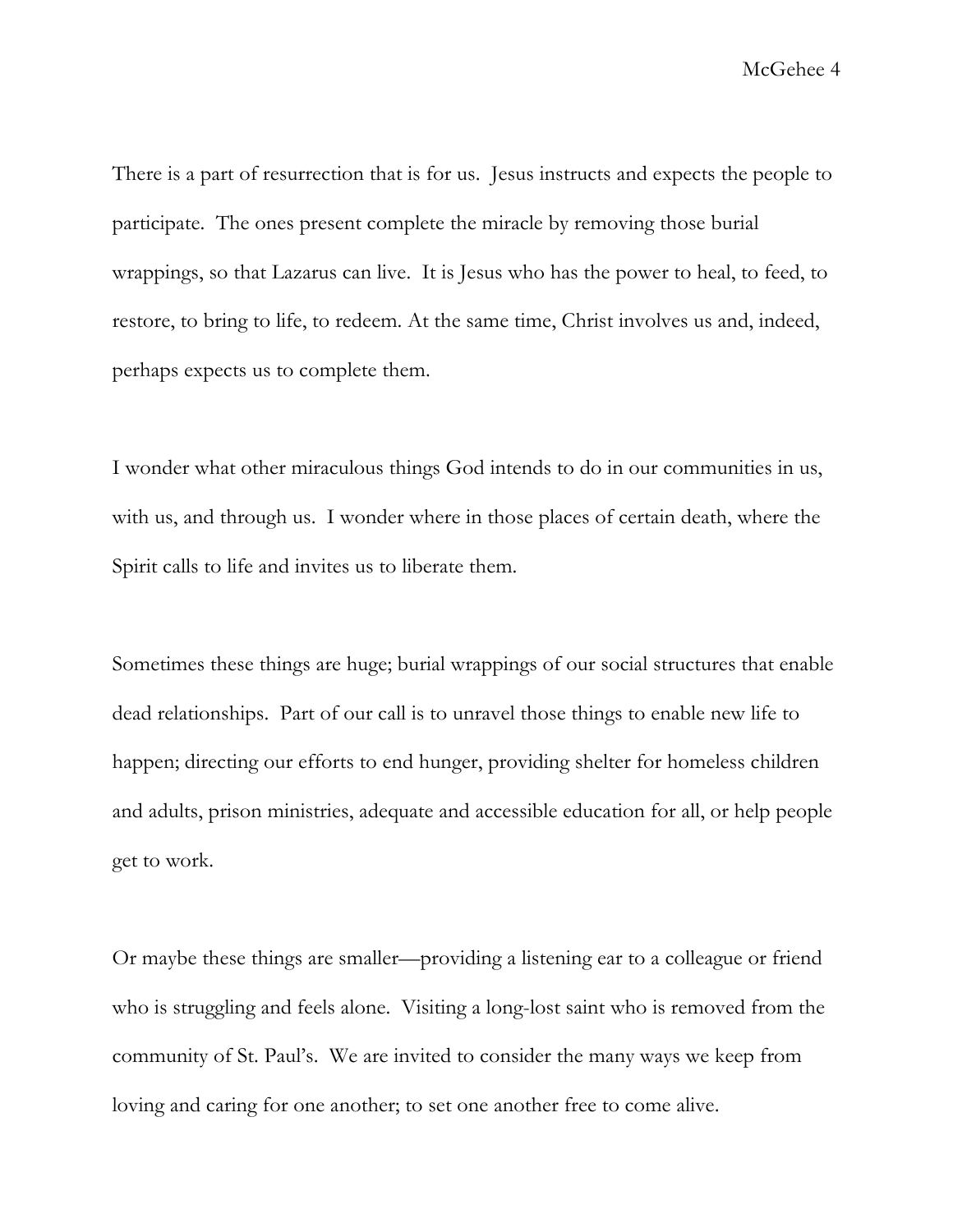There is a part of resurrection that is for us. Jesus instructs and expects the people to participate. The ones present complete the miracle by removing those burial wrappings, so that Lazarus can live. It is Jesus who has the power to heal, to feed, to restore, to bring to life, to redeem. At the same time, Christ involves us and, indeed, perhaps expects us to complete them.

I wonder what other miraculous things God intends to do in our communities in us, with us, and through us. I wonder where in those places of certain death, where the Spirit calls to life and invites us to liberate them.

Sometimes these things are huge; burial wrappings of our social structures that enable dead relationships. Part of our call is to unravel those things to enable new life to happen; directing our efforts to end hunger, providing shelter for homeless children and adults, prison ministries, adequate and accessible education for all, or help people get to work.

Or maybe these things are smaller—providing a listening ear to a colleague or friend who is struggling and feels alone. Visiting a long-lost saint who is removed from the community of St. Paul's. We are invited to consider the many ways we keep from loving and caring for one another; to set one another free to come alive.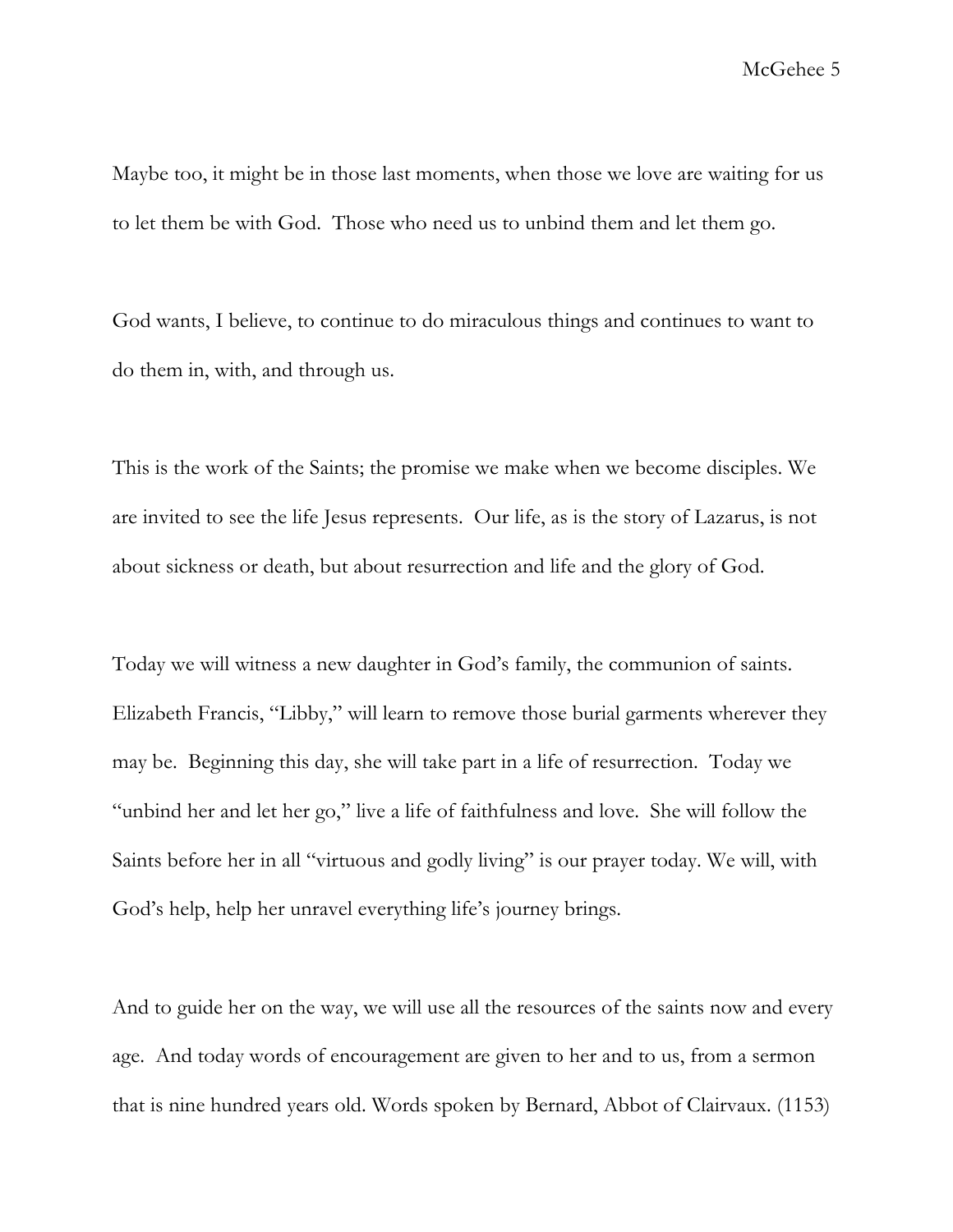Maybe too, it might be in those last moments, when those we love are waiting for us to let them be with God. Those who need us to unbind them and let them go.

God wants, I believe, to continue to do miraculous things and continues to want to do them in, with, and through us.

This is the work of the Saints; the promise we make when we become disciples. We are invited to see the life Jesus represents. Our life, as is the story of Lazarus, is not about sickness or death, but about resurrection and life and the glory of God.

Today we will witness a new daughter in God's family, the communion of saints. Elizabeth Francis, "Libby," will learn to remove those burial garments wherever they may be. Beginning this day, she will take part in a life of resurrection. Today we "unbind her and let her go," live a life of faithfulness and love. She will follow the Saints before her in all "virtuous and godly living" is our prayer today. We will, with God's help, help her unravel everything life's journey brings.

And to guide her on the way, we will use all the resources of the saints now and every age. And today words of encouragement are given to her and to us, from a sermon that is nine hundred years old. Words spoken by Bernard, Abbot of Clairvaux. (1153)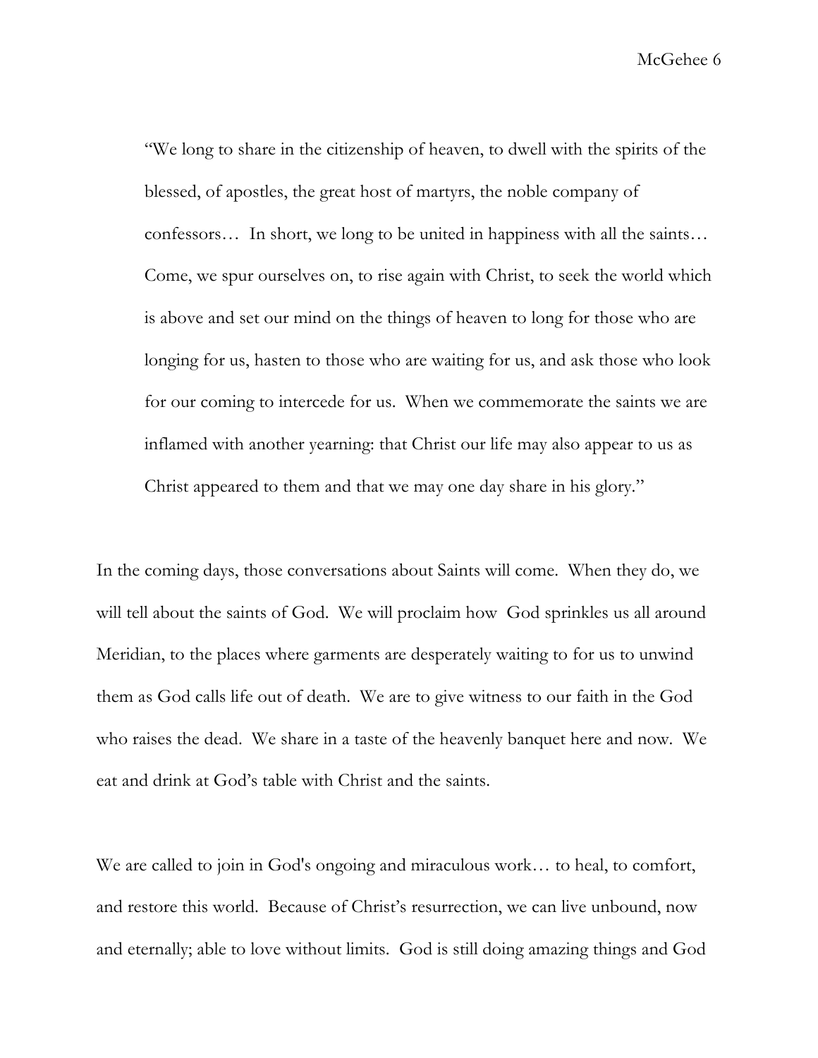> "We long to share in the citizenship of heaven, to dwell with the spirits of the blessed, of apostles, the great host of martyrs, the noble company of confessors… In short, we long to be united in happiness with all the saints… Come, we spur ourselves on, to rise again with Christ, to seek the world which is above and set our mind on the things of heaven to long for those who are longing for us, hasten to those who are waiting for us, and ask those who look for our coming to intercede for us. When we commemorate the saints we are inflamed with another yearning: that Christ our life may also appear to us as Christ appeared to them and that we may one day share in his glory."

In the coming days, those conversations about Saints will come. When they do, we will tell about the saints of God. We will proclaim how God sprinkles us all around Meridian, to the places where garments are desperately waiting to for us to unwind them as God calls life out of death. We are to give witness to our faith in the God who raises the dead. We share in a taste of the heavenly banquet here and now. We eat and drink at God's table with Christ and the saints.

We are called to join in God's ongoing and miraculous work… to heal, to comfort, and restore this world. Because of Christ's resurrection, we can live unbound, now and eternally; able to love without limits. God is still doing amazing things and God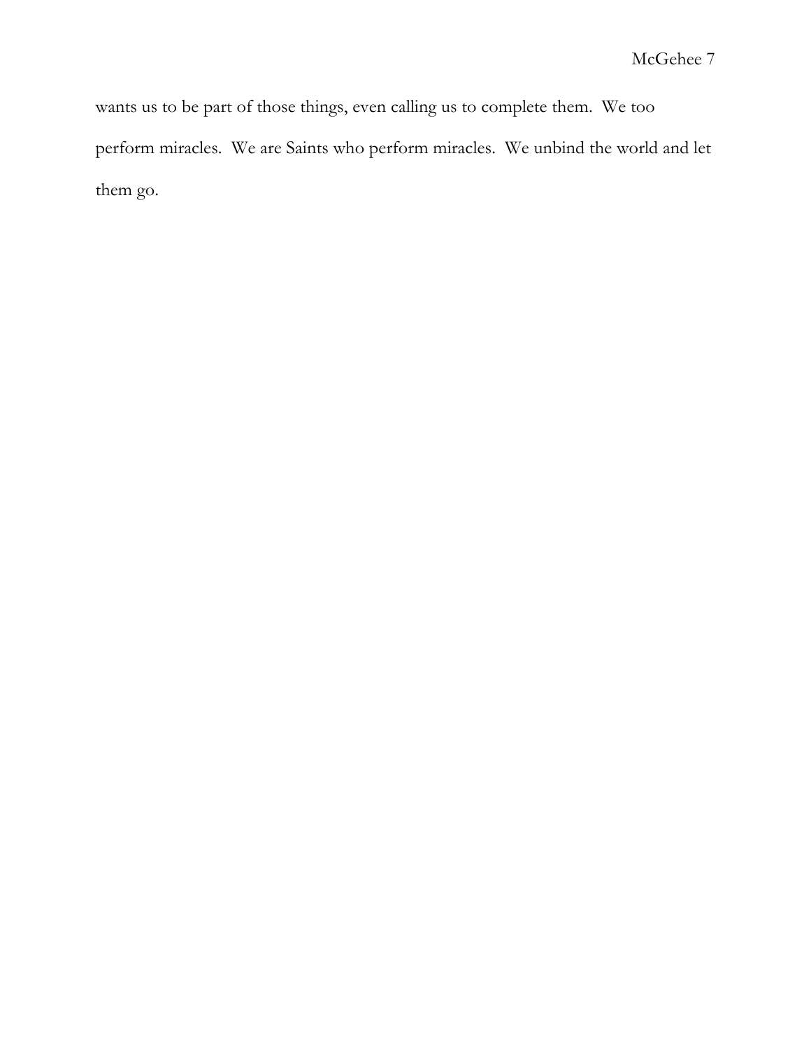wants us to be part of those things, even calling us to complete them. We too perform miracles. We are Saints who perform miracles. We unbind the world and let them go.